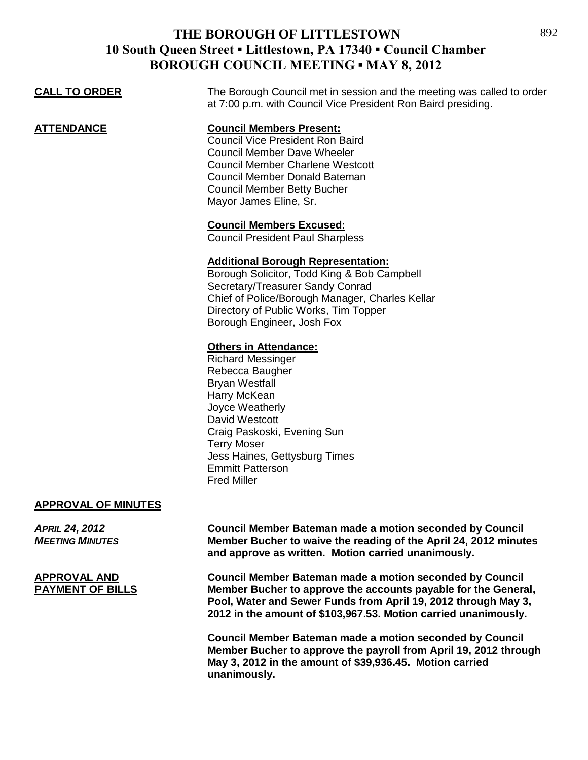# THE BOROUGH OF LITTLESTOWN
## 10 South Queen Street ▪ Littlestown, PA 17340 ▪ Council Chamber
## BOROUGH COUNCIL MEETING ▪ MAY 8, 2012

**CALL TO ORDER**

The Borough Council met in session and the meeting was called to order at 7:00 p.m. with Council Vice President Ron Baird presiding.

**ATTENDANCE**

**Council Members Present:**
Council Vice President Ron Baird
Council Member Dave Wheeler
Council Member Charlene Westcott
Council Member Donald Bateman
Council Member Betty Bucher
Mayor James Eline, Sr.

**Council Members Excused:**
Council President Paul Sharpless

**Additional Borough Representation:**
Borough Solicitor, Todd King & Bob Campbell
Secretary/Treasurer Sandy Conrad
Chief of Police/Borough Manager, Charles Kellar
Directory of Public Works, Tim Topper
Borough Engineer, Josh Fox

**Others in Attendance:**
Richard Messinger
Rebecca Baugher
Bryan Westfall
Harry McKean
Joyce Weatherly
David Westcott
Craig Paskoski, Evening Sun
Terry Moser
Jess Haines, Gettysburg Times
Emmitt Patterson
Fred Miller

**APPROVAL OF MINUTES**

***APRIL 24, 2012 MEETING MINUTES***

**Council Member Bateman made a motion seconded by Council Member Bucher to waive the reading of the April 24, 2012 minutes and approve as written. Motion carried unanimously.**

**APPROVAL AND PAYMENT OF BILLS**

**Council Member Bateman made a motion seconded by Council Member Bucher to approve the accounts payable for the General, Pool, Water and Sewer Funds from April 19, 2012 through May 3, 2012 in the amount of $103,967.53. Motion carried unanimously.**

**Council Member Bateman made a motion seconded by Council Member Bucher to approve the payroll from April 19, 2012 through May 3, 2012 in the amount of $39,936.45. Motion carried unanimously.**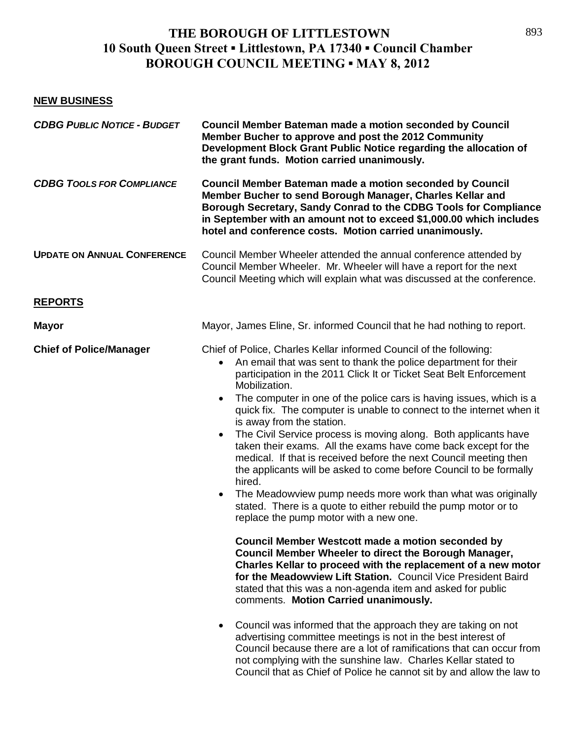## NEW BUSINESS

***CDBG PUBLIC NOTICE - BUDGET*** **Council Member Bateman made a motion seconded by Council Member Bucher to approve and post the 2012 Community Development Block Grant Public Notice regarding the allocation of the grant funds. Motion carried unanimously.**

***CDBG TOOLS FOR COMPLIANCE*** **Council Member Bateman made a motion seconded by Council Member Bucher to send Borough Manager, Charles Kellar and Borough Secretary, Sandy Conrad to the CDBG Tools for Compliance in September with an amount not to exceed $1,000.00 which includes hotel and conference costs. Motion carried unanimously.**

**UPDATE ON ANNUAL CONFERENCE** Council Member Wheeler attended the annual conference attended by Council Member Wheeler. Mr. Wheeler will have a report for the next Council Meeting which will explain what was discussed at the conference.

## REPORTS

**Mayor** Mayor, James Eline, Sr. informed Council that he had nothing to report.

**Chief of Police/Manager** Chief of Police, Charles Kellar informed Council of the following:

- An email that was sent to thank the police department for their participation in the 2011 Click It or Ticket Seat Belt Enforcement Mobilization.
- The computer in one of the police cars is having issues, which is a quick fix. The computer is unable to connect to the internet when it is away from the station.
- The Civil Service process is moving along. Both applicants have taken their exams. All the exams have come back except for the medical. If that is received before the next Council meeting then the applicants will be asked to come before Council to be formally hired.
- The Meadowview pump needs more work than what was originally stated. There is a quote to either rebuild the pump motor or to replace the pump motor with a new one.

  **Council Member Westcott made a motion seconded by Council Member Wheeler to direct the Borough Manager, Charles Kellar to proceed with the replacement of a new motor for the Meadowview Lift Station.** Council Vice President Baird stated that this was a non-agenda item and asked for public comments. **Motion Carried unanimously.**

- Council was informed that the approach they are taking on not advertising committee meetings is not in the best interest of Council because there are a lot of ramifications that can occur from not complying with the sunshine law. Charles Kellar stated to Council that as Chief of Police he cannot sit by and allow the law to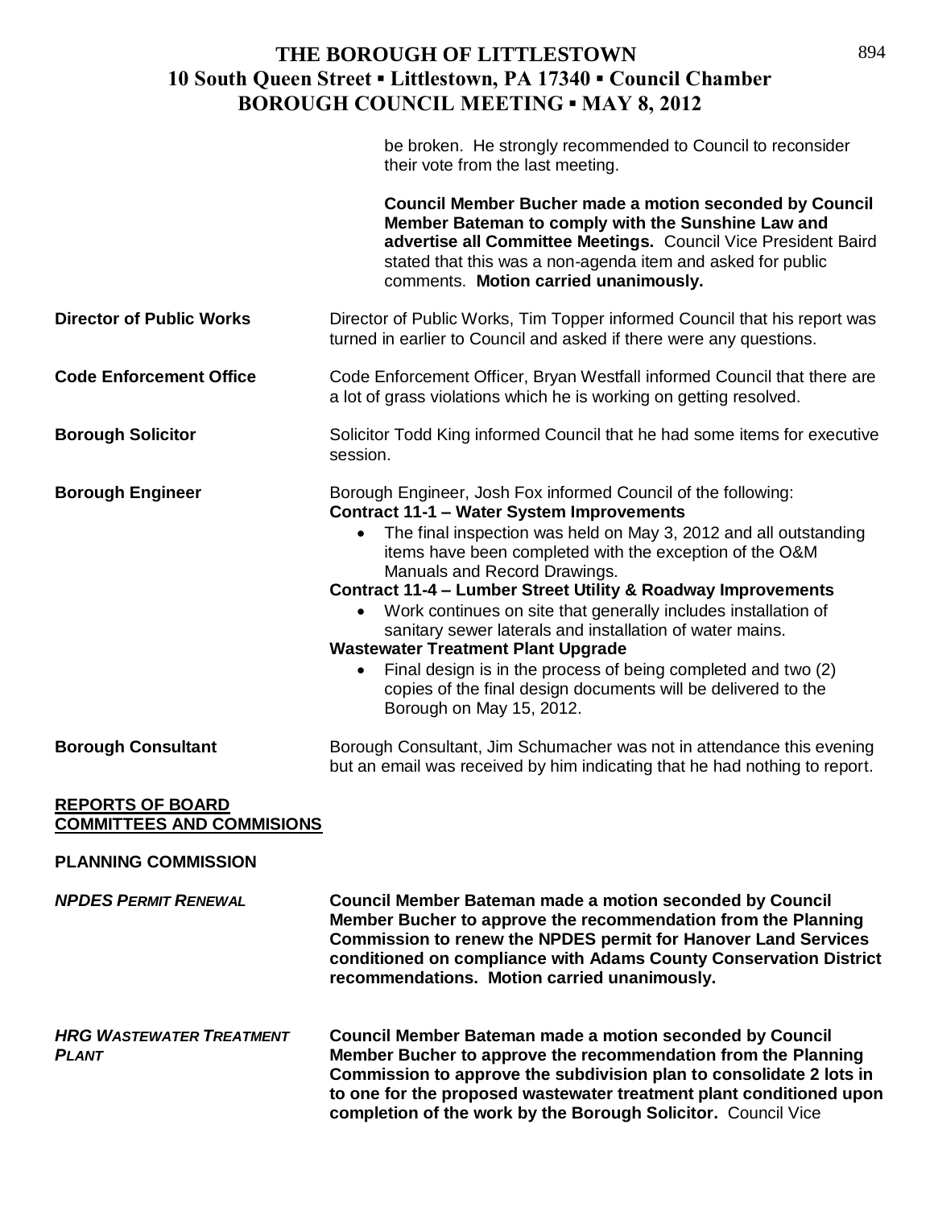be broken. He strongly recommended to Council to reconsider their vote from the last meeting.

**Council Member Bucher made a motion seconded by Council Member Bateman to comply with the Sunshine Law and advertise all Committee Meetings.** Council Vice President Baird stated that this was a non-agenda item and asked for public comments. **Motion carried unanimously.**

**Director of Public Works** — Director of Public Works, Tim Topper informed Council that his report was turned in earlier to Council and asked if there were any questions.

**Code Enforcement Office** — Code Enforcement Officer, Bryan Westfall informed Council that there are a lot of grass violations which he is working on getting resolved.

**Borough Solicitor** — Solicitor Todd King informed Council that he had some items for executive session.

**Borough Engineer** — Borough Engineer, Josh Fox informed Council of the following:

**Contract 11-1 – Water System Improvements**

- The final inspection was held on May 3, 2012 and all outstanding items have been completed with the exception of the O&M Manuals and Record Drawings.

**Contract 11-4 – Lumber Street Utility & Roadway Improvements**

- Work continues on site that generally includes installation of sanitary sewer laterals and installation of water mains.

**Wastewater Treatment Plant Upgrade**

- Final design is in the process of being completed and two (2) copies of the final design documents will be delivered to the Borough on May 15, 2012.

**Borough Consultant** — Borough Consultant, Jim Schumacher was not in attendance this evening but an email was received by him indicating that he had nothing to report.

## REPORTS OF BOARD COMMITTEES AND COMMISIONS

### PLANNING COMMISSION

***NPDES PERMIT RENEWAL*** — **Council Member Bateman made a motion seconded by Council Member Bucher to approve the recommendation from the Planning Commission to renew the NPDES permit for Hanover Land Services conditioned on compliance with Adams County Conservation District recommendations. Motion carried unanimously.**

***HRG WASTEWATER TREATMENT PLANT*** — **Council Member Bateman made a motion seconded by Council Member Bucher to approve the recommendation from the Planning Commission to approve the subdivision plan to consolidate 2 lots in to one for the proposed wastewater treatment plant conditioned upon completion of the work by the Borough Solicitor.** Council Vice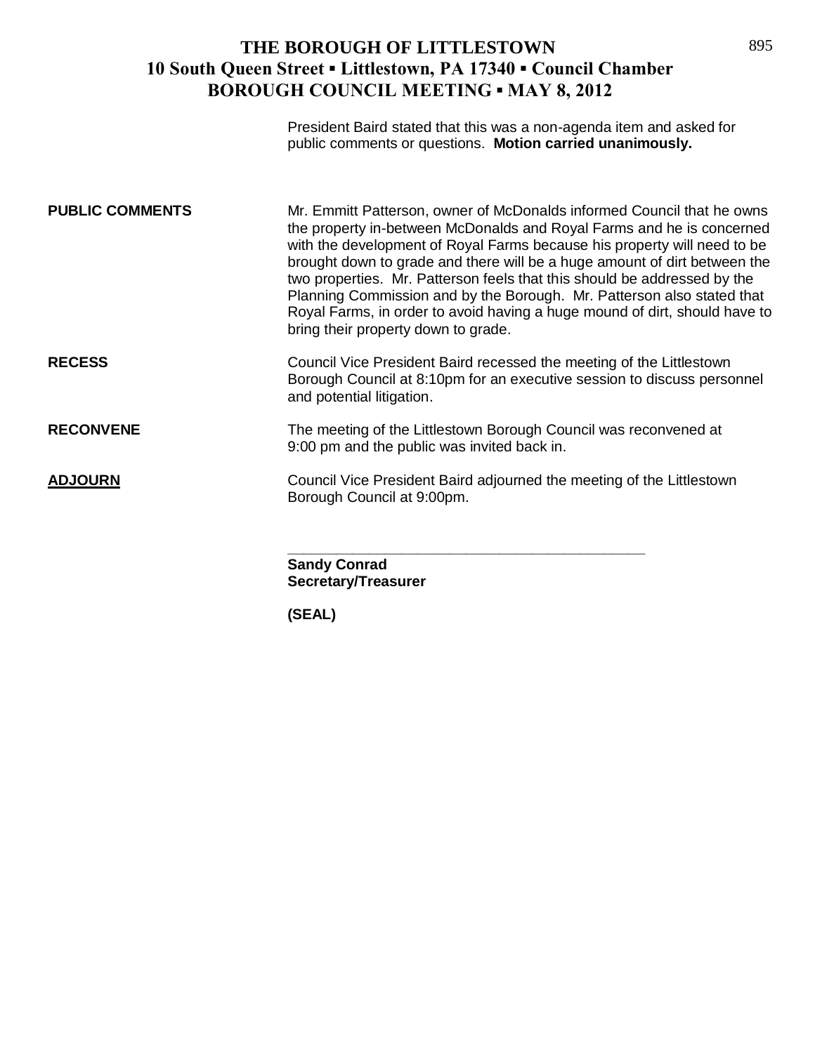President Baird stated that this was a non-agenda item and asked for public comments or questions. **Motion carried unanimously.**

**PUBLIC COMMENTS**

Mr. Emmitt Patterson, owner of McDonalds informed Council that he owns the property in-between McDonalds and Royal Farms and he is concerned with the development of Royal Farms because his property will need to be brought down to grade and there will be a huge amount of dirt between the two properties. Mr. Patterson feels that this should be addressed by the Planning Commission and by the Borough. Mr. Patterson also stated that Royal Farms, in order to avoid having a huge mound of dirt, should have to bring their property down to grade.

**RECESS**

Council Vice President Baird recessed the meeting of the Littlestown Borough Council at 8:10pm for an executive session to discuss personnel and potential litigation.

**RECONVENE**

The meeting of the Littlestown Borough Council was reconvened at 9:00 pm and the public was invited back in.

**ADJOURN**

Council Vice President Baird adjourned the meeting of the Littlestown Borough Council at 9:00pm.

\_\_\_\_\_\_\_\_\_\_\_\_\_\_\_\_\_\_\_\_\_\_\_\_\_\_\_\_\_\_\_\_\_\_\_\_\_\_\_\_\_\_\_\_

**Sandy Conrad**
**Secretary/Treasurer**

**(SEAL)**